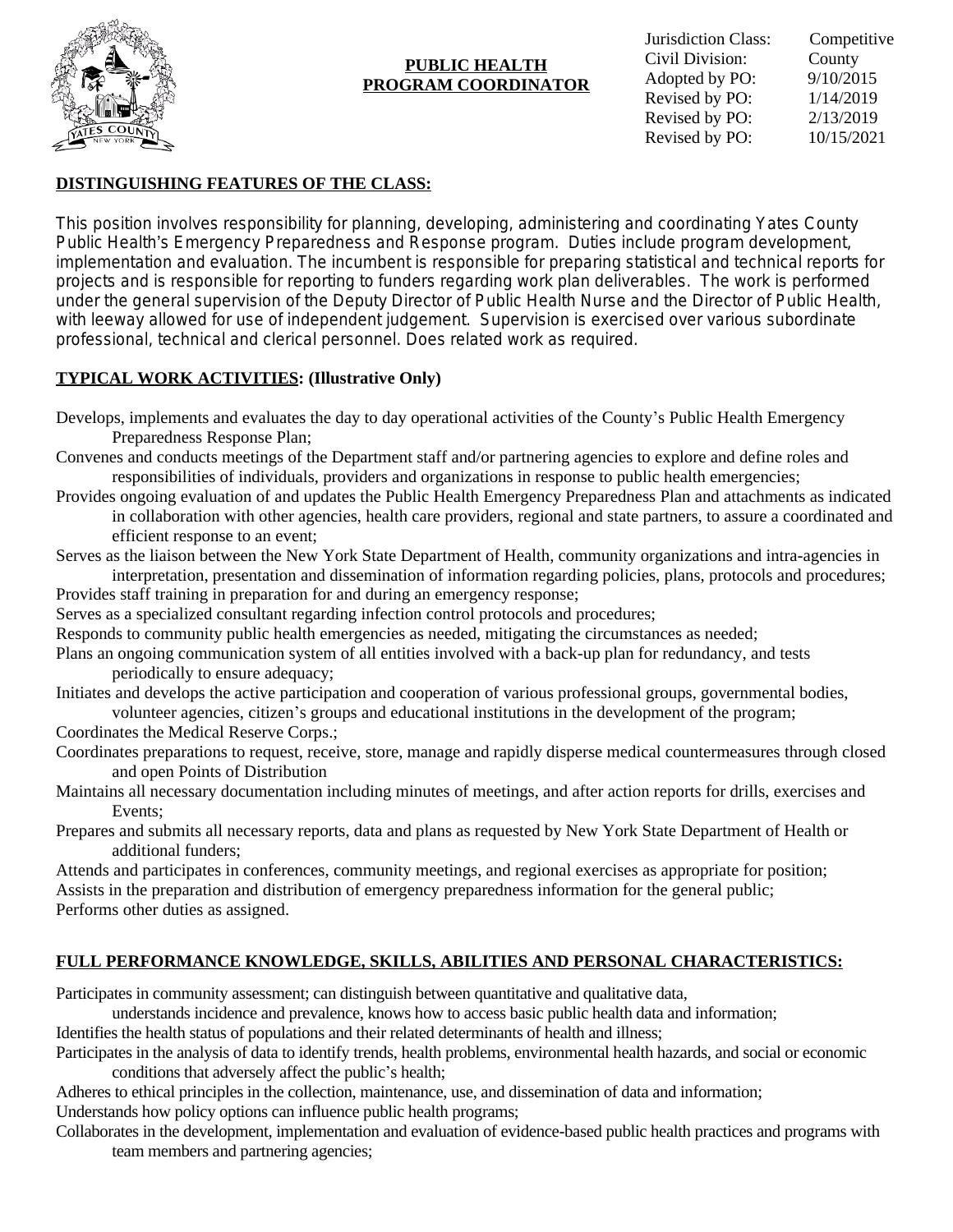# PUBLIC HEALTH PROGRAM COORDINATOR

| | |
|---|---|
| Jurisdiction Class: | Competitive |
| Civil Division: | County |
| Adopted by PO: | 9/10/2015 |
| Revised by PO: | 1/14/2019 |
| Revised by PO: | 2/13/2019 |
| Revised by PO: | 10/15/2021 |

## DISTINGUISHING FEATURES OF THE CLASS:

This position involves responsibility for planning, developing, administering and coordinating Yates County Public Health's Emergency Preparedness and Response program. Duties include program development, implementation and evaluation. The incumbent is responsible for preparing statistical and technical reports for projects and is responsible for reporting to funders regarding work plan deliverables. The work is performed under the general supervision of the Deputy Director of Public Health Nurse and the Director of Public Health, with leeway allowed for use of independent judgement. Supervision is exercised over various subordinate professional, technical and clerical personnel. Does related work as required.

## TYPICAL WORK ACTIVITIES: (Illustrative Only)

Develops, implements and evaluates the day to day operational activities of the County's Public Health Emergency Preparedness Response Plan;

Convenes and conducts meetings of the Department staff and/or partnering agencies to explore and define roles and responsibilities of individuals, providers and organizations in response to public health emergencies;

Provides ongoing evaluation of and updates the Public Health Emergency Preparedness Plan and attachments as indicated in collaboration with other agencies, health care providers, regional and state partners, to assure a coordinated and efficient response to an event;

Serves as the liaison between the New York State Department of Health, community organizations and intra-agencies in interpretation, presentation and dissemination of information regarding policies, plans, protocols and procedures;

Provides staff training in preparation for and during an emergency response;

Serves as a specialized consultant regarding infection control protocols and procedures;

Responds to community public health emergencies as needed, mitigating the circumstances as needed;

Plans an ongoing communication system of all entities involved with a back-up plan for redundancy, and tests periodically to ensure adequacy;

Initiates and develops the active participation and cooperation of various professional groups, governmental bodies, volunteer agencies, citizen's groups and educational institutions in the development of the program;

Coordinates the Medical Reserve Corps.;

Coordinates preparations to request, receive, store, manage and rapidly disperse medical countermeasures through closed and open Points of Distribution

Maintains all necessary documentation including minutes of meetings, and after action reports for drills, exercises and Events;

Prepares and submits all necessary reports, data and plans as requested by New York State Department of Health or additional funders;

Attends and participates in conferences, community meetings, and regional exercises as appropriate for position;

Assists in the preparation and distribution of emergency preparedness information for the general public;

Performs other duties as assigned.

## FULL PERFORMANCE KNOWLEDGE, SKILLS, ABILITIES AND PERSONAL CHARACTERISTICS:

Participates in community assessment; can distinguish between quantitative and qualitative data, understands incidence and prevalence, knows how to access basic public health data and information;

Identifies the health status of populations and their related determinants of health and illness;

Participates in the analysis of data to identify trends, health problems, environmental health hazards, and social or economic conditions that adversely affect the public's health;

Adheres to ethical principles in the collection, maintenance, use, and dissemination of data and information;

Understands how policy options can influence public health programs;

Collaborates in the development, implementation and evaluation of evidence-based public health practices and programs with team members and partnering agencies;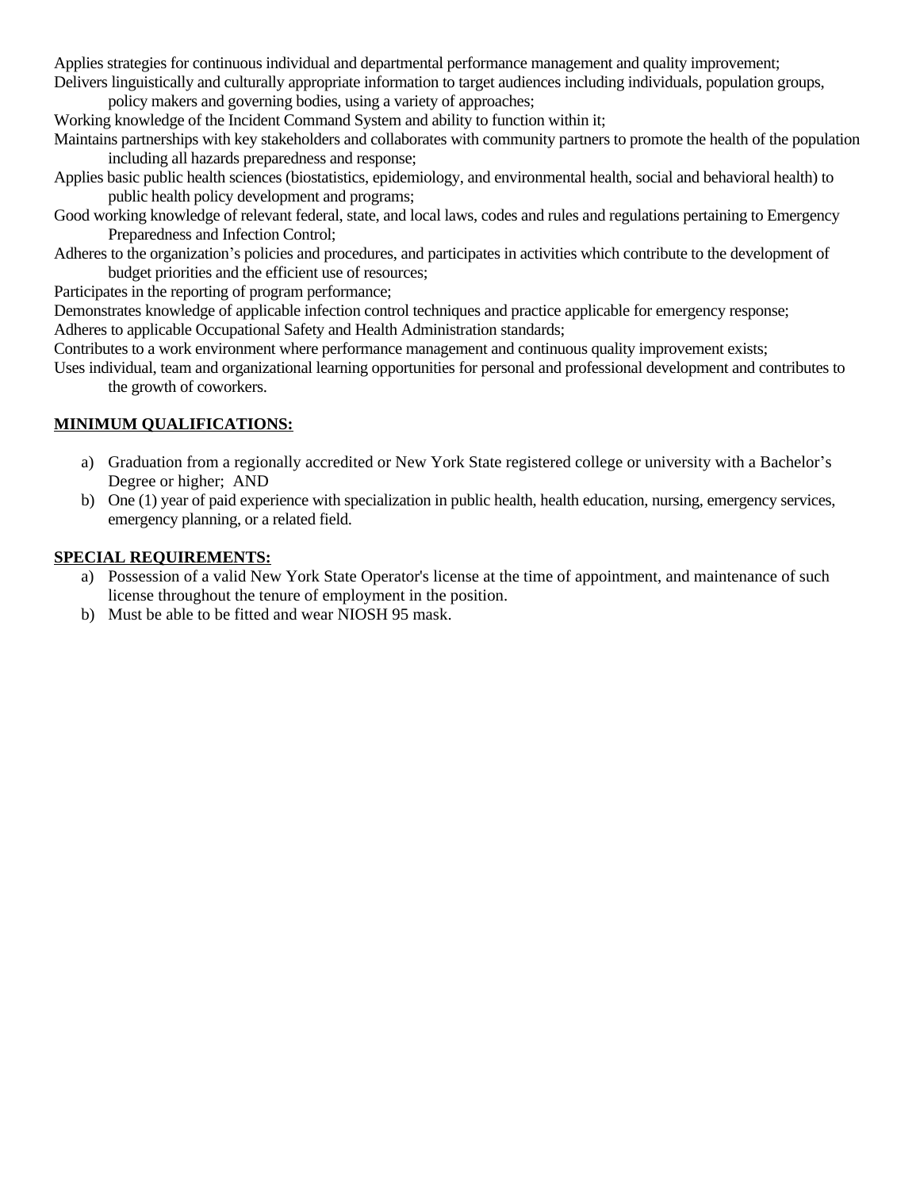Applies strategies for continuous individual and departmental performance management and quality improvement;

Delivers linguistically and culturally appropriate information to target audiences including individuals, population groups, policy makers and governing bodies, using a variety of approaches;

Working knowledge of the Incident Command System and ability to function within it;

Maintains partnerships with key stakeholders and collaborates with community partners to promote the health of the population including all hazards preparedness and response;

Applies basic public health sciences (biostatistics, epidemiology, and environmental health, social and behavioral health) to public health policy development and programs;

Good working knowledge of relevant federal, state, and local laws, codes and rules and regulations pertaining to Emergency Preparedness and Infection Control;

Adheres to the organization's policies and procedures, and participates in activities which contribute to the development of budget priorities and the efficient use of resources;

Participates in the reporting of program performance;

Demonstrates knowledge of applicable infection control techniques and practice applicable for emergency response;

Adheres to applicable Occupational Safety and Health Administration standards;

Contributes to a work environment where performance management and continuous quality improvement exists;

Uses individual, team and organizational learning opportunities for personal and professional development and contributes to the growth of coworkers.

## MINIMUM QUALIFICATIONS:

a) Graduation from a regionally accredited or New York State registered college or university with a Bachelor's Degree or higher; AND
b) One (1) year of paid experience with specialization in public health, health education, nursing, emergency services, emergency planning, or a related field.

## SPECIAL REQUIREMENTS:

a) Possession of a valid New York State Operator's license at the time of appointment, and maintenance of such license throughout the tenure of employment in the position.
b) Must be able to be fitted and wear NIOSH 95 mask.